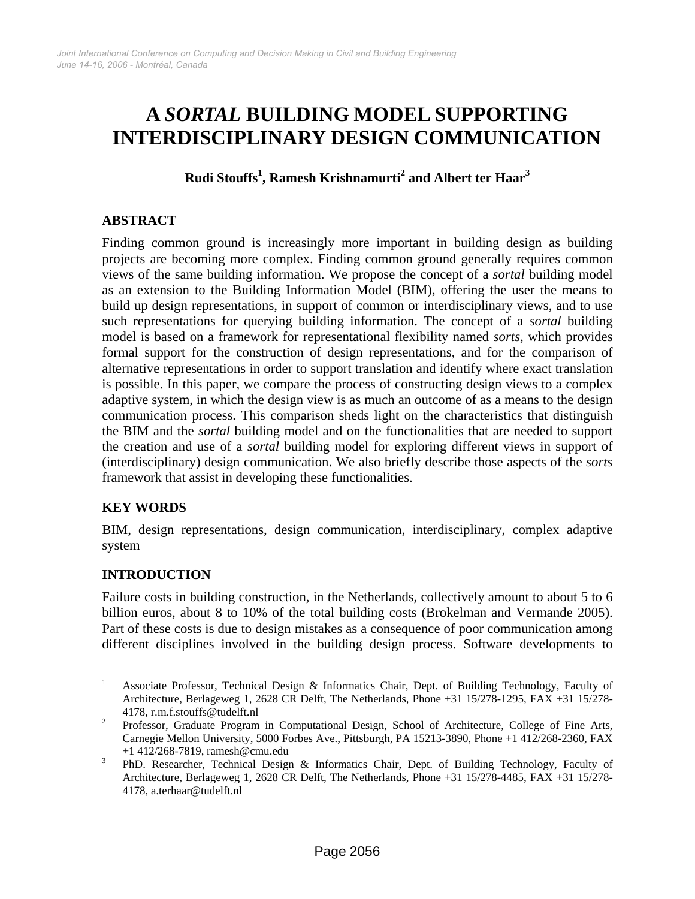# A *SORTAL* BUILDING MODEL SUPPORTING INTERDISCIPLINARY DESIGN COMMUNICATION

**Rudi Stouffs[1], Ramesh Krishnamurti[2] and Albert ter Haar[3]**

## ABSTRACT

Finding common ground is increasingly more important in building design as building projects are becoming more complex. Finding common ground generally requires common views of the same building information. We propose the concept of a *sortal* building model as an extension to the Building Information Model (BIM), offering the user the means to build up design representations, in support of common or interdisciplinary views, and to use such representations for querying building information. The concept of a *sortal* building model is based on a framework for representational flexibility named *sorts*, which provides formal support for the construction of design representations, and for the comparison of alternative representations in order to support translation and identify where exact translation is possible. In this paper, we compare the process of constructing design views to a complex adaptive system, in which the design view is as much an outcome of as a means to the design communication process. This comparison sheds light on the characteristics that distinguish the BIM and the *sortal* building model and on the functionalities that are needed to support the creation and use of a *sortal* building model for exploring different views in support of (interdisciplinary) design communication. We also briefly describe those aspects of the *sorts* framework that assist in developing these functionalities.

## KEY WORDS

BIM, design representations, design communication, interdisciplinary, complex adaptive system

## INTRODUCTION

Failure costs in building construction, in the Netherlands, collectively amount to about 5 to 6 billion euros, about 8 to 10% of the total building costs (Brokelman and Vermande 2005). Part of these costs is due to design mistakes as a consequence of poor communication among different disciplines involved in the building design process. Software developments to

---

[1] Associate Professor, Technical Design & Informatics Chair, Dept. of Building Technology, Faculty of Architecture, Berlageweg 1, 2628 CR Delft, The Netherlands, Phone +31 15/278-1295, FAX +31 15/278-4178, r.m.f.stouffs@tudelft.nl

[2] Professor, Graduate Program in Computational Design, School of Architecture, College of Fine Arts, Carnegie Mellon University, 5000 Forbes Ave., Pittsburgh, PA 15213-3890, Phone +1 412/268-2360, FAX +1 412/268-7819, ramesh@cmu.edu

[3] PhD. Researcher, Technical Design & Informatics Chair, Dept. of Building Technology, Faculty of Architecture, Berlageweg 1, 2628 CR Delft, The Netherlands, Phone +31 15/278-4485, FAX +31 15/278-4178, a.terhaar@tudelft.nl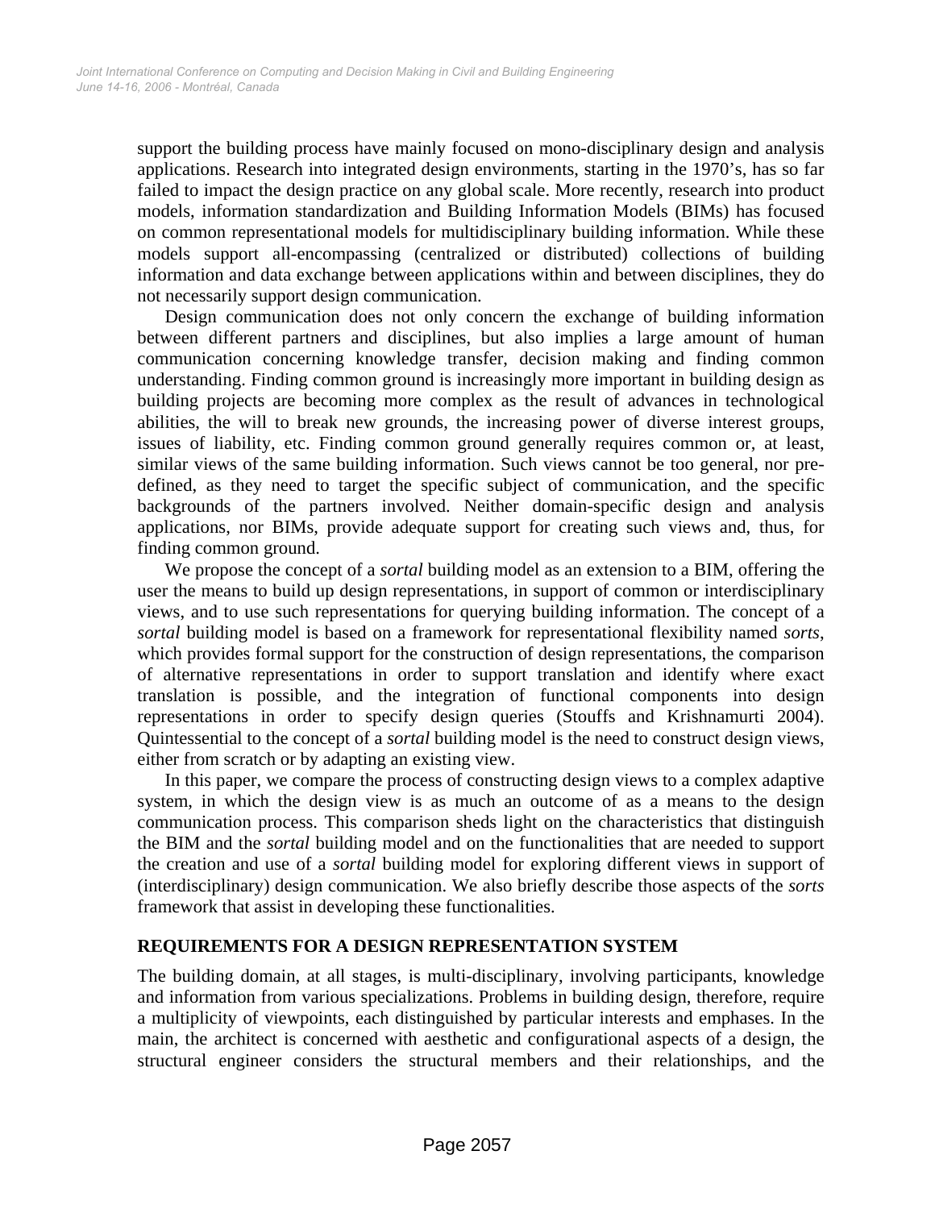support the building process have mainly focused on mono-disciplinary design and analysis applications. Research into integrated design environments, starting in the 1970's, has so far failed to impact the design practice on any global scale. More recently, research into product models, information standardization and Building Information Models (BIMs) has focused on common representational models for multidisciplinary building information. While these models support all-encompassing (centralized or distributed) collections of building information and data exchange between applications within and between disciplines, they do not necessarily support design communication.

Design communication does not only concern the exchange of building information between different partners and disciplines, but also implies a large amount of human communication concerning knowledge transfer, decision making and finding common understanding. Finding common ground is increasingly more important in building design as building projects are becoming more complex as the result of advances in technological abilities, the will to break new grounds, the increasing power of diverse interest groups, issues of liability, etc. Finding common ground generally requires common or, at least, similar views of the same building information. Such views cannot be too general, nor pre-defined, as they need to target the specific subject of communication, and the specific backgrounds of the partners involved. Neither domain-specific design and analysis applications, nor BIMs, provide adequate support for creating such views and, thus, for finding common ground.

We propose the concept of a *sortal* building model as an extension to a BIM, offering the user the means to build up design representations, in support of common or interdisciplinary views, and to use such representations for querying building information. The concept of a *sortal* building model is based on a framework for representational flexibility named *sorts*, which provides formal support for the construction of design representations, the comparison of alternative representations in order to support translation and identify where exact translation is possible, and the integration of functional components into design representations in order to specify design queries (Stouffs and Krishnamurti 2004). Quintessential to the concept of a *sortal* building model is the need to construct design views, either from scratch or by adapting an existing view.

In this paper, we compare the process of constructing design views to a complex adaptive system, in which the design view is as much an outcome of as a means to the design communication process. This comparison sheds light on the characteristics that distinguish the BIM and the *sortal* building model and on the functionalities that are needed to support the creation and use of a *sortal* building model for exploring different views in support of (interdisciplinary) design communication. We also briefly describe those aspects of the *sorts* framework that assist in developing these functionalities.

## REQUIREMENTS FOR A DESIGN REPRESENTATION SYSTEM

The building domain, at all stages, is multi-disciplinary, involving participants, knowledge and information from various specializations. Problems in building design, therefore, require a multiplicity of viewpoints, each distinguished by particular interests and emphases. In the main, the architect is concerned with aesthetic and configurational aspects of a design, the structural engineer considers the structural members and their relationships, and the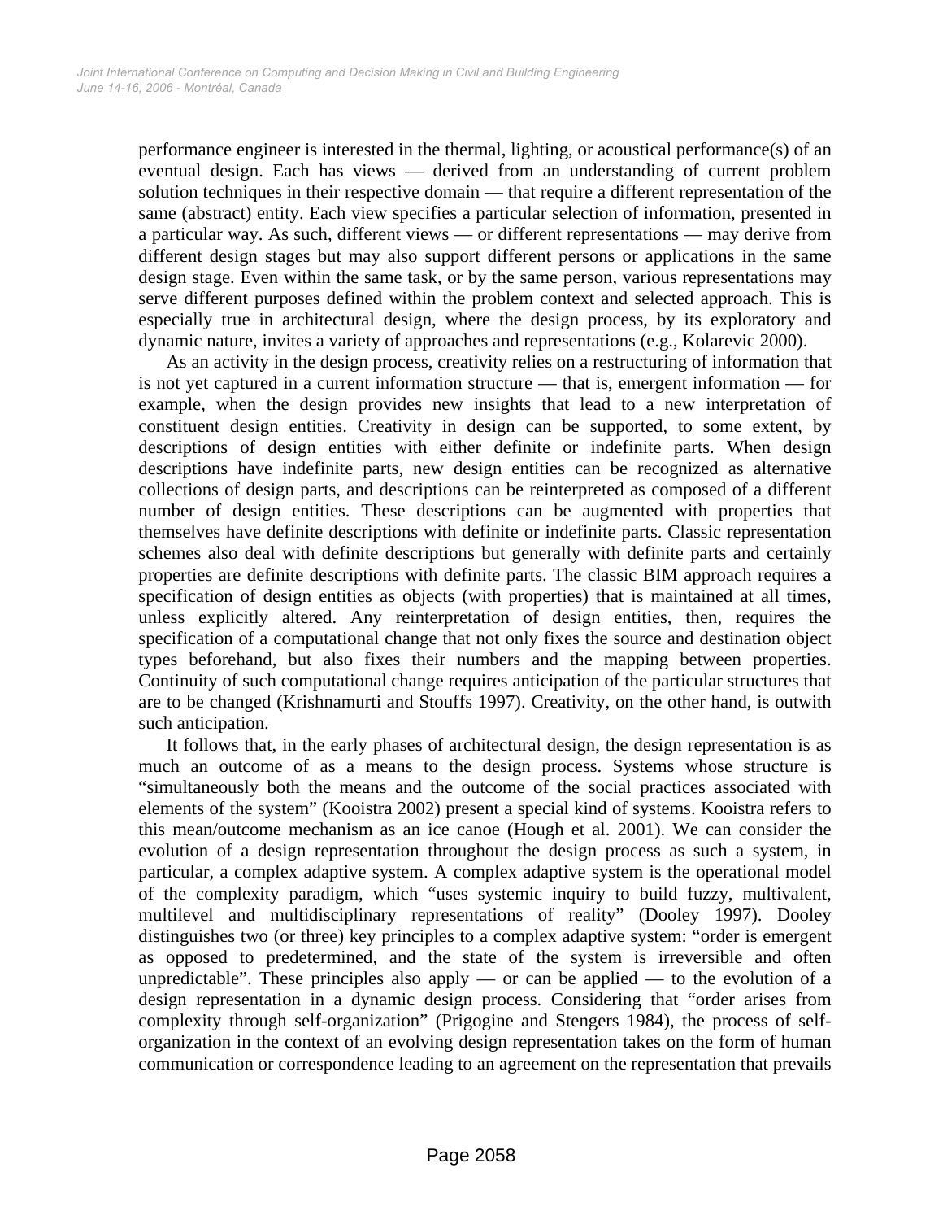performance engineer is interested in the thermal, lighting, or acoustical performance(s) of an eventual design. Each has views — derived from an understanding of current problem solution techniques in their respective domain — that require a different representation of the same (abstract) entity. Each view specifies a particular selection of information, presented in a particular way. As such, different views — or different representations — may derive from different design stages but may also support different persons or applications in the same design stage. Even within the same task, or by the same person, various representations may serve different purposes defined within the problem context and selected approach. This is especially true in architectural design, where the design process, by its exploratory and dynamic nature, invites a variety of approaches and representations (e.g., Kolarevic 2000).

As an activity in the design process, creativity relies on a restructuring of information that is not yet captured in a current information structure — that is, emergent information — for example, when the design provides new insights that lead to a new interpretation of constituent design entities. Creativity in design can be supported, to some extent, by descriptions of design entities with either definite or indefinite parts. When design descriptions have indefinite parts, new design entities can be recognized as alternative collections of design parts, and descriptions can be reinterpreted as composed of a different number of design entities. These descriptions can be augmented with properties that themselves have definite descriptions with definite or indefinite parts. Classic representation schemes also deal with definite descriptions but generally with definite parts and certainly properties are definite descriptions with definite parts. The classic BIM approach requires a specification of design entities as objects (with properties) that is maintained at all times, unless explicitly altered. Any reinterpretation of design entities, then, requires the specification of a computational change that not only fixes the source and destination object types beforehand, but also fixes their numbers and the mapping between properties. Continuity of such computational change requires anticipation of the particular structures that are to be changed (Krishnamurti and Stouffs 1997). Creativity, on the other hand, is outwith such anticipation.

It follows that, in the early phases of architectural design, the design representation is as much an outcome of as a means to the design process. Systems whose structure is "simultaneously both the means and the outcome of the social practices associated with elements of the system" (Kooistra 2002) present a special kind of systems. Kooistra refers to this mean/outcome mechanism as an ice canoe (Hough et al. 2001). We can consider the evolution of a design representation throughout the design process as such a system, in particular, a complex adaptive system. A complex adaptive system is the operational model of the complexity paradigm, which "uses systemic inquiry to build fuzzy, multivalent, multilevel and multidisciplinary representations of reality" (Dooley 1997). Dooley distinguishes two (or three) key principles to a complex adaptive system: "order is emergent as opposed to predetermined, and the state of the system is irreversible and often unpredictable". These principles also apply — or can be applied — to the evolution of a design representation in a dynamic design process. Considering that "order arises from complexity through self-organization" (Prigogine and Stengers 1984), the process of self-organization in the context of an evolving design representation takes on the form of human communication or correspondence leading to an agreement on the representation that prevails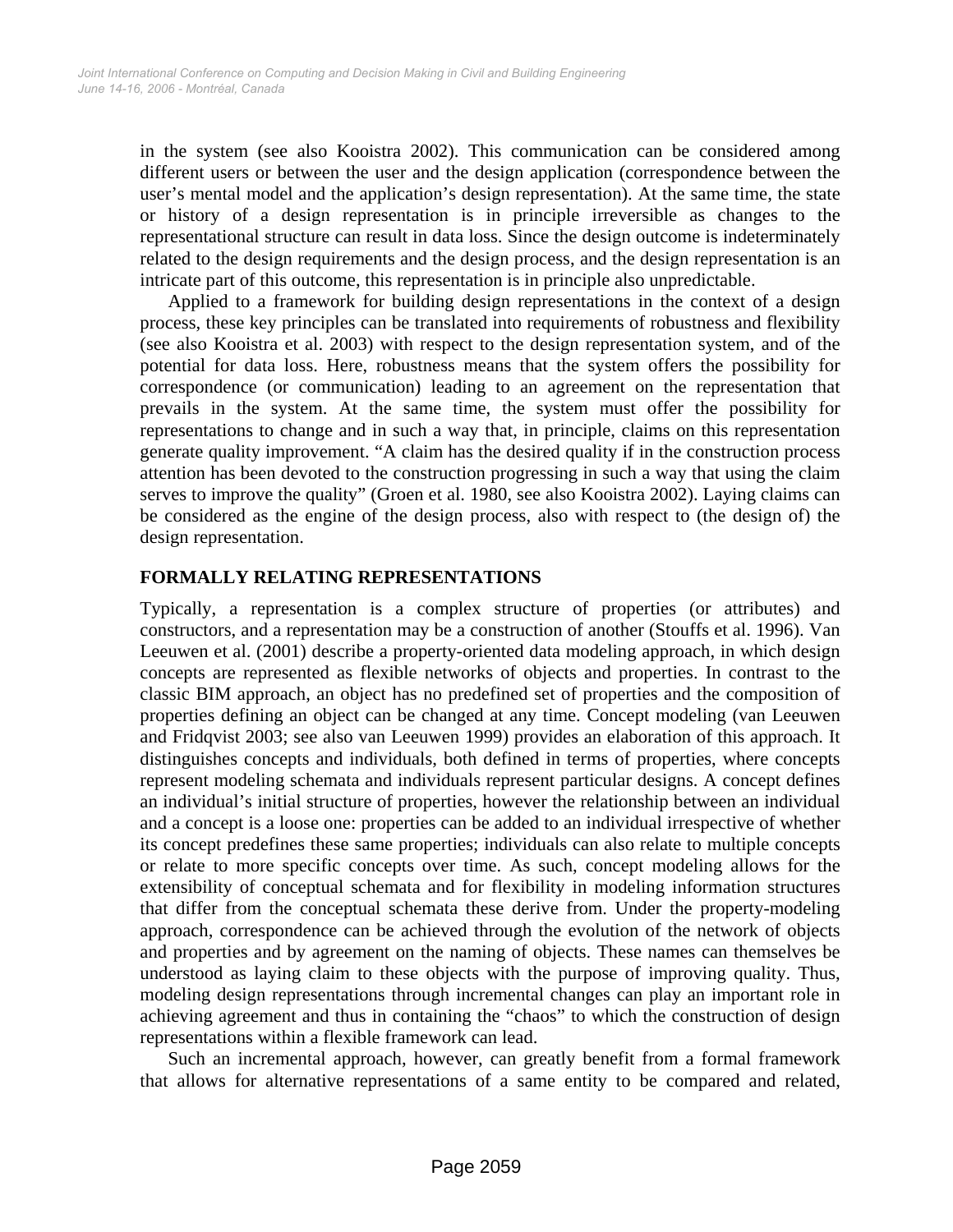in the system (see also Kooistra 2002). This communication can be considered among different users or between the user and the design application (correspondence between the user's mental model and the application's design representation). At the same time, the state or history of a design representation is in principle irreversible as changes to the representational structure can result in data loss. Since the design outcome is indeterminately related to the design requirements and the design process, and the design representation is an intricate part of this outcome, this representation is in principle also unpredictable.

Applied to a framework for building design representations in the context of a design process, these key principles can be translated into requirements of robustness and flexibility (see also Kooistra et al. 2003) with respect to the design representation system, and of the potential for data loss. Here, robustness means that the system offers the possibility for correspondence (or communication) leading to an agreement on the representation that prevails in the system. At the same time, the system must offer the possibility for representations to change and in such a way that, in principle, claims on this representation generate quality improvement. "A claim has the desired quality if in the construction process attention has been devoted to the construction progressing in such a way that using the claim serves to improve the quality" (Groen et al. 1980, see also Kooistra 2002). Laying claims can be considered as the engine of the design process, also with respect to (the design of) the design representation.

## FORMALLY RELATING REPRESENTATIONS

Typically, a representation is a complex structure of properties (or attributes) and constructors, and a representation may be a construction of another (Stouffs et al. 1996). Van Leeuwen et al. (2001) describe a property-oriented data modeling approach, in which design concepts are represented as flexible networks of objects and properties. In contrast to the classic BIM approach, an object has no predefined set of properties and the composition of properties defining an object can be changed at any time. Concept modeling (van Leeuwen and Fridqvist 2003; see also van Leeuwen 1999) provides an elaboration of this approach. It distinguishes concepts and individuals, both defined in terms of properties, where concepts represent modeling schemata and individuals represent particular designs. A concept defines an individual's initial structure of properties, however the relationship between an individual and a concept is a loose one: properties can be added to an individual irrespective of whether its concept predefines these same properties; individuals can also relate to multiple concepts or relate to more specific concepts over time. As such, concept modeling allows for the extensibility of conceptual schemata and for flexibility in modeling information structures that differ from the conceptual schemata these derive from. Under the property-modeling approach, correspondence can be achieved through the evolution of the network of objects and properties and by agreement on the naming of objects. These names can themselves be understood as laying claim to these objects with the purpose of improving quality. Thus, modeling design representations through incremental changes can play an important role in achieving agreement and thus in containing the "chaos" to which the construction of design representations within a flexible framework can lead.

Such an incremental approach, however, can greatly benefit from a formal framework that allows for alternative representations of a same entity to be compared and related,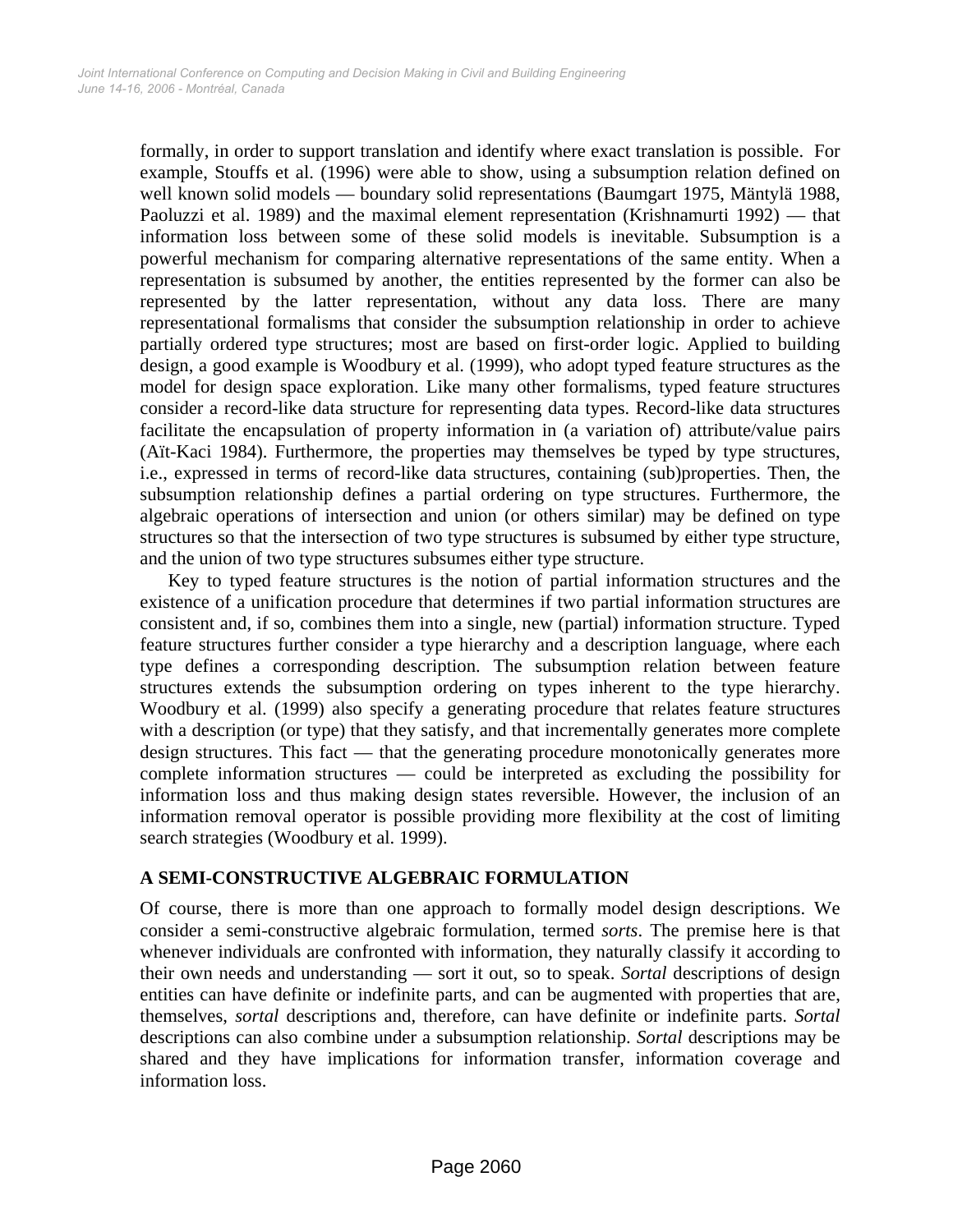formally, in order to support translation and identify where exact translation is possible. For example, Stouffs et al. (1996) were able to show, using a subsumption relation defined on well known solid models — boundary solid representations (Baumgart 1975, Mäntylä 1988, Paoluzzi et al. 1989) and the maximal element representation (Krishnamurti 1992) — that information loss between some of these solid models is inevitable. Subsumption is a powerful mechanism for comparing alternative representations of the same entity. When a representation is subsumed by another, the entities represented by the former can also be represented by the latter representation, without any data loss. There are many representational formalisms that consider the subsumption relationship in order to achieve partially ordered type structures; most are based on first-order logic. Applied to building design, a good example is Woodbury et al. (1999), who adopt typed feature structures as the model for design space exploration. Like many other formalisms, typed feature structures consider a record-like data structure for representing data types. Record-like data structures facilitate the encapsulation of property information in (a variation of) attribute/value pairs (Aït-Kaci 1984). Furthermore, the properties may themselves be typed by type structures, i.e., expressed in terms of record-like data structures, containing (sub)properties. Then, the subsumption relationship defines a partial ordering on type structures. Furthermore, the algebraic operations of intersection and union (or others similar) may be defined on type structures so that the intersection of two type structures is subsumed by either type structure, and the union of two type structures subsumes either type structure.

Key to typed feature structures is the notion of partial information structures and the existence of a unification procedure that determines if two partial information structures are consistent and, if so, combines them into a single, new (partial) information structure. Typed feature structures further consider a type hierarchy and a description language, where each type defines a corresponding description. The subsumption relation between feature structures extends the subsumption ordering on types inherent to the type hierarchy. Woodbury et al. (1999) also specify a generating procedure that relates feature structures with a description (or type) that they satisfy, and that incrementally generates more complete design structures. This fact — that the generating procedure monotonically generates more complete information structures — could be interpreted as excluding the possibility for information loss and thus making design states reversible. However, the inclusion of an information removal operator is possible providing more flexibility at the cost of limiting search strategies (Woodbury et al. 1999).

## A SEMI-CONSTRUCTIVE ALGEBRAIC FORMULATION

Of course, there is more than one approach to formally model design descriptions. We consider a semi-constructive algebraic formulation, termed *sorts*. The premise here is that whenever individuals are confronted with information, they naturally classify it according to their own needs and understanding — sort it out, so to speak. *Sortal* descriptions of design entities can have definite or indefinite parts, and can be augmented with properties that are, themselves, *sortal* descriptions and, therefore, can have definite or indefinite parts. *Sortal* descriptions can also combine under a subsumption relationship. *Sortal* descriptions may be shared and they have implications for information transfer, information coverage and information loss.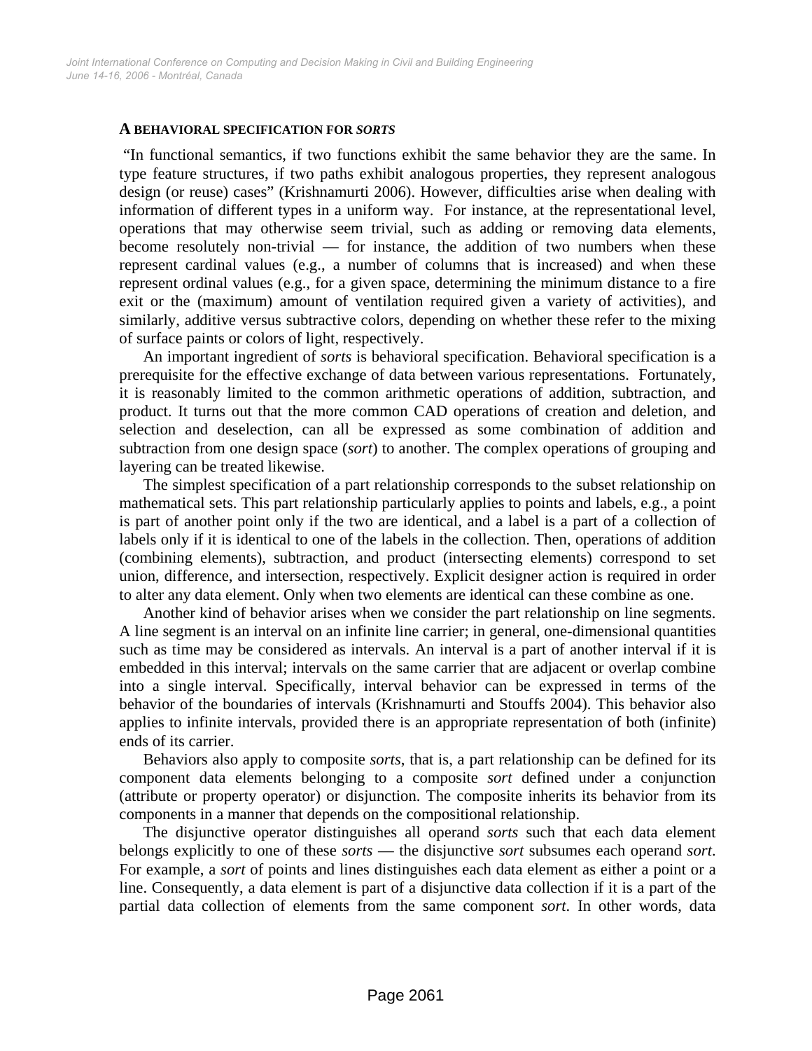### A BEHAVIORAL SPECIFICATION FOR *SORTS*

"In functional semantics, if two functions exhibit the same behavior they are the same. In type feature structures, if two paths exhibit analogous properties, they represent analogous design (or reuse) cases" (Krishnamurti 2006). However, difficulties arise when dealing with information of different types in a uniform way. For instance, at the representational level, operations that may otherwise seem trivial, such as adding or removing data elements, become resolutely non-trivial — for instance, the addition of two numbers when these represent cardinal values (e.g., a number of columns that is increased) and when these represent ordinal values (e.g., for a given space, determining the minimum distance to a fire exit or the (maximum) amount of ventilation required given a variety of activities), and similarly, additive versus subtractive colors, depending on whether these refer to the mixing of surface paints or colors of light, respectively.

An important ingredient of *sorts* is behavioral specification. Behavioral specification is a prerequisite for the effective exchange of data between various representations. Fortunately, it is reasonably limited to the common arithmetic operations of addition, subtraction, and product. It turns out that the more common CAD operations of creation and deletion, and selection and deselection, can all be expressed as some combination of addition and subtraction from one design space (*sort*) to another. The complex operations of grouping and layering can be treated likewise.

The simplest specification of a part relationship corresponds to the subset relationship on mathematical sets. This part relationship particularly applies to points and labels, e.g., a point is part of another point only if the two are identical, and a label is a part of a collection of labels only if it is identical to one of the labels in the collection. Then, operations of addition (combining elements), subtraction, and product (intersecting elements) correspond to set union, difference, and intersection, respectively. Explicit designer action is required in order to alter any data element. Only when two elements are identical can these combine as one.

Another kind of behavior arises when we consider the part relationship on line segments. A line segment is an interval on an infinite line carrier; in general, one-dimensional quantities such as time may be considered as intervals. An interval is a part of another interval if it is embedded in this interval; intervals on the same carrier that are adjacent or overlap combine into a single interval. Specifically, interval behavior can be expressed in terms of the behavior of the boundaries of intervals (Krishnamurti and Stouffs 2004). This behavior also applies to infinite intervals, provided there is an appropriate representation of both (infinite) ends of its carrier.

Behaviors also apply to composite *sorts*, that is, a part relationship can be defined for its component data elements belonging to a composite *sort* defined under a conjunction (attribute or property operator) or disjunction. The composite inherits its behavior from its components in a manner that depends on the compositional relationship.

The disjunctive operator distinguishes all operand *sorts* such that each data element belongs explicitly to one of these *sorts* — the disjunctive *sort* subsumes each operand *sort*. For example, a *sort* of points and lines distinguishes each data element as either a point or a line. Consequently, a data element is part of a disjunctive data collection if it is a part of the partial data collection of elements from the same component *sort*. In other words, data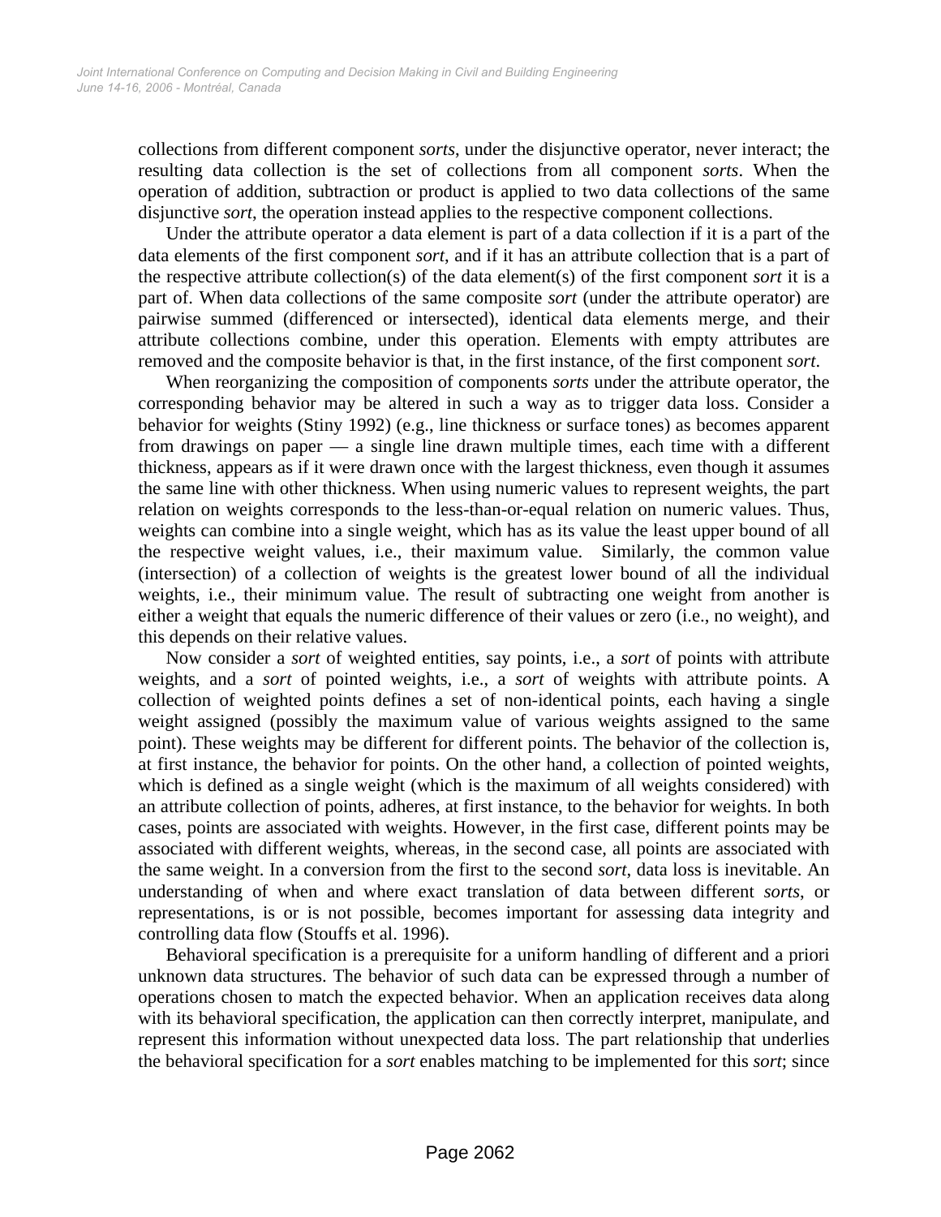collections from different component *sorts*, under the disjunctive operator, never interact; the resulting data collection is the set of collections from all component *sorts*. When the operation of addition, subtraction or product is applied to two data collections of the same disjunctive *sort*, the operation instead applies to the respective component collections.

Under the attribute operator a data element is part of a data collection if it is a part of the data elements of the first component *sort*, and if it has an attribute collection that is a part of the respective attribute collection(s) of the data element(s) of the first component *sort* it is a part of. When data collections of the same composite *sort* (under the attribute operator) are pairwise summed (differenced or intersected), identical data elements merge, and their attribute collections combine, under this operation. Elements with empty attributes are removed and the composite behavior is that, in the first instance, of the first component *sort*.

When reorganizing the composition of components *sorts* under the attribute operator, the corresponding behavior may be altered in such a way as to trigger data loss. Consider a behavior for weights (Stiny 1992) (e.g., line thickness or surface tones) as becomes apparent from drawings on paper — a single line drawn multiple times, each time with a different thickness, appears as if it were drawn once with the largest thickness, even though it assumes the same line with other thickness. When using numeric values to represent weights, the part relation on weights corresponds to the less-than-or-equal relation on numeric values. Thus, weights can combine into a single weight, which has as its value the least upper bound of all the respective weight values, i.e., their maximum value. Similarly, the common value (intersection) of a collection of weights is the greatest lower bound of all the individual weights, i.e., their minimum value. The result of subtracting one weight from another is either a weight that equals the numeric difference of their values or zero (i.e., no weight), and this depends on their relative values.

Now consider a *sort* of weighted entities, say points, i.e., a *sort* of points with attribute weights, and a *sort* of pointed weights, i.e., a *sort* of weights with attribute points. A collection of weighted points defines a set of non-identical points, each having a single weight assigned (possibly the maximum value of various weights assigned to the same point). These weights may be different for different points. The behavior of the collection is, at first instance, the behavior for points. On the other hand, a collection of pointed weights, which is defined as a single weight (which is the maximum of all weights considered) with an attribute collection of points, adheres, at first instance, to the behavior for weights. In both cases, points are associated with weights. However, in the first case, different points may be associated with different weights, whereas, in the second case, all points are associated with the same weight. In a conversion from the first to the second *sort*, data loss is inevitable. An understanding of when and where exact translation of data between different *sorts*, or representations, is or is not possible, becomes important for assessing data integrity and controlling data flow (Stouffs et al. 1996).

Behavioral specification is a prerequisite for a uniform handling of different and a priori unknown data structures. The behavior of such data can be expressed through a number of operations chosen to match the expected behavior. When an application receives data along with its behavioral specification, the application can then correctly interpret, manipulate, and represent this information without unexpected data loss. The part relationship that underlies the behavioral specification for a *sort* enables matching to be implemented for this *sort*; since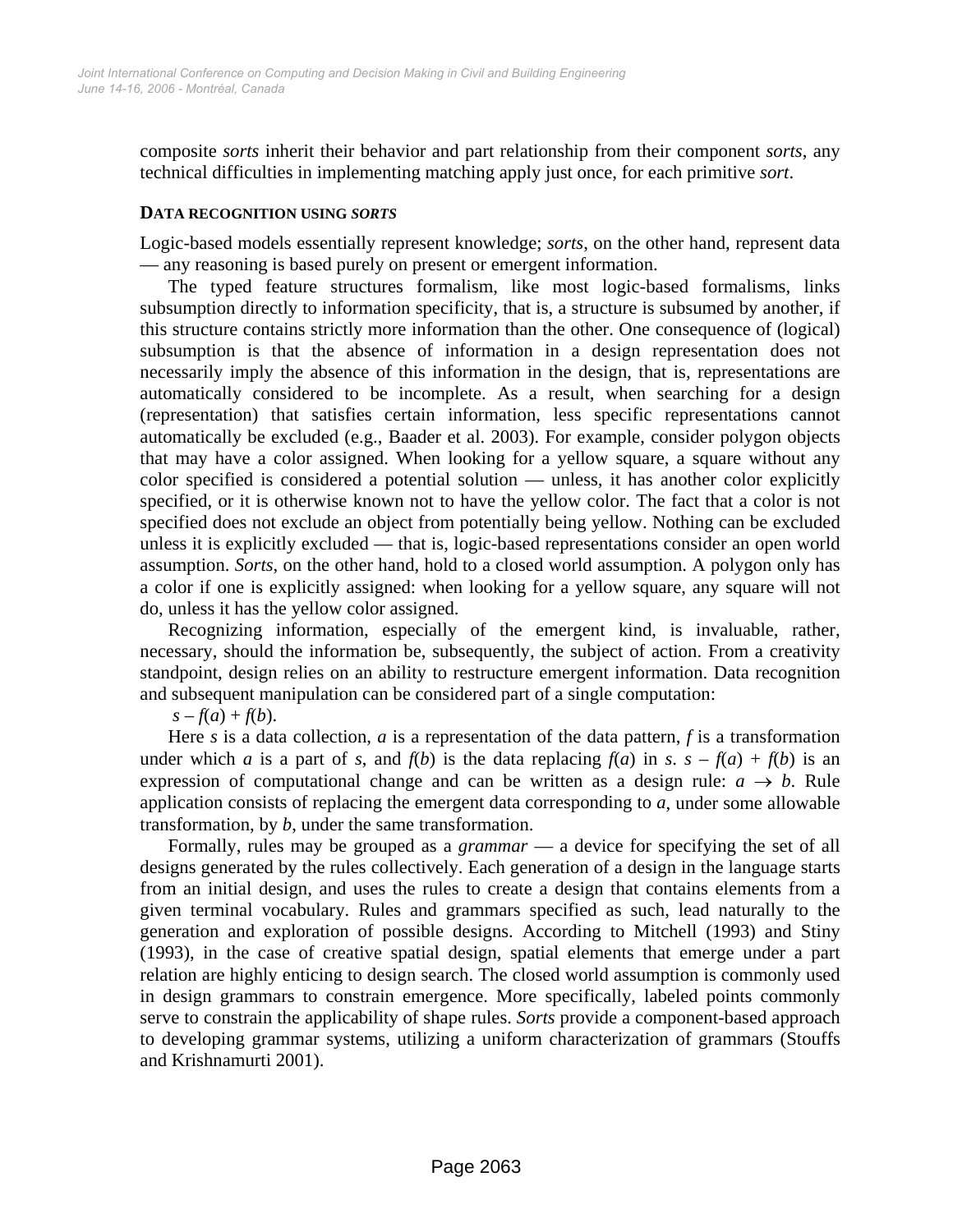composite *sorts* inherit their behavior and part relationship from their component *sorts*, any technical difficulties in implementing matching apply just once, for each primitive *sort*.

### DATA RECOGNITION USING *SORTS*

Logic-based models essentially represent knowledge; *sorts*, on the other hand, represent data — any reasoning is based purely on present or emergent information.

The typed feature structures formalism, like most logic-based formalisms, links subsumption directly to information specificity, that is, a structure is subsumed by another, if this structure contains strictly more information than the other. One consequence of (logical) subsumption is that the absence of information in a design representation does not necessarily imply the absence of this information in the design, that is, representations are automatically considered to be incomplete. As a result, when searching for a design (representation) that satisfies certain information, less specific representations cannot automatically be excluded (e.g., Baader et al. 2003). For example, consider polygon objects that may have a color assigned. When looking for a yellow square, a square without any color specified is considered a potential solution — unless, it has another color explicitly specified, or it is otherwise known not to have the yellow color. The fact that a color is not specified does not exclude an object from potentially being yellow. Nothing can be excluded unless it is explicitly excluded — that is, logic-based representations consider an open world assumption. *Sorts*, on the other hand, hold to a closed world assumption. A polygon only has a color if one is explicitly assigned: when looking for a yellow square, any square will not do, unless it has the yellow color assigned.

Recognizing information, especially of the emergent kind, is invaluable, rather, necessary, should the information be, subsequently, the subject of action. From a creativity standpoint, design relies on an ability to restructure emergent information. Data recognition and subsequent manipulation can be considered part of a single computation:

$s - f(a) + f(b)$.

Here $s$ is a data collection, $a$ is a representation of the data pattern, $f$ is a transformation under which $a$ is a part of $s$, and $f(b)$ is the data replacing $f(a)$ in $s$. $s - f(a) + f(b)$ is an expression of computational change and can be written as a design rule: $a \rightarrow b$. Rule application consists of replacing the emergent data corresponding to $a$, under some allowable transformation, by $b$, under the same transformation.

Formally, rules may be grouped as a *grammar* — a device for specifying the set of all designs generated by the rules collectively. Each generation of a design in the language starts from an initial design, and uses the rules to create a design that contains elements from a given terminal vocabulary. Rules and grammars specified as such, lead naturally to the generation and exploration of possible designs. According to Mitchell (1993) and Stiny (1993), in the case of creative spatial design, spatial elements that emerge under a part relation are highly enticing to design search. The closed world assumption is commonly used in design grammars to constrain emergence. More specifically, labeled points commonly serve to constrain the applicability of shape rules. *Sorts* provide a component-based approach to developing grammar systems, utilizing a uniform characterization of grammars (Stouffs and Krishnamurti 2001).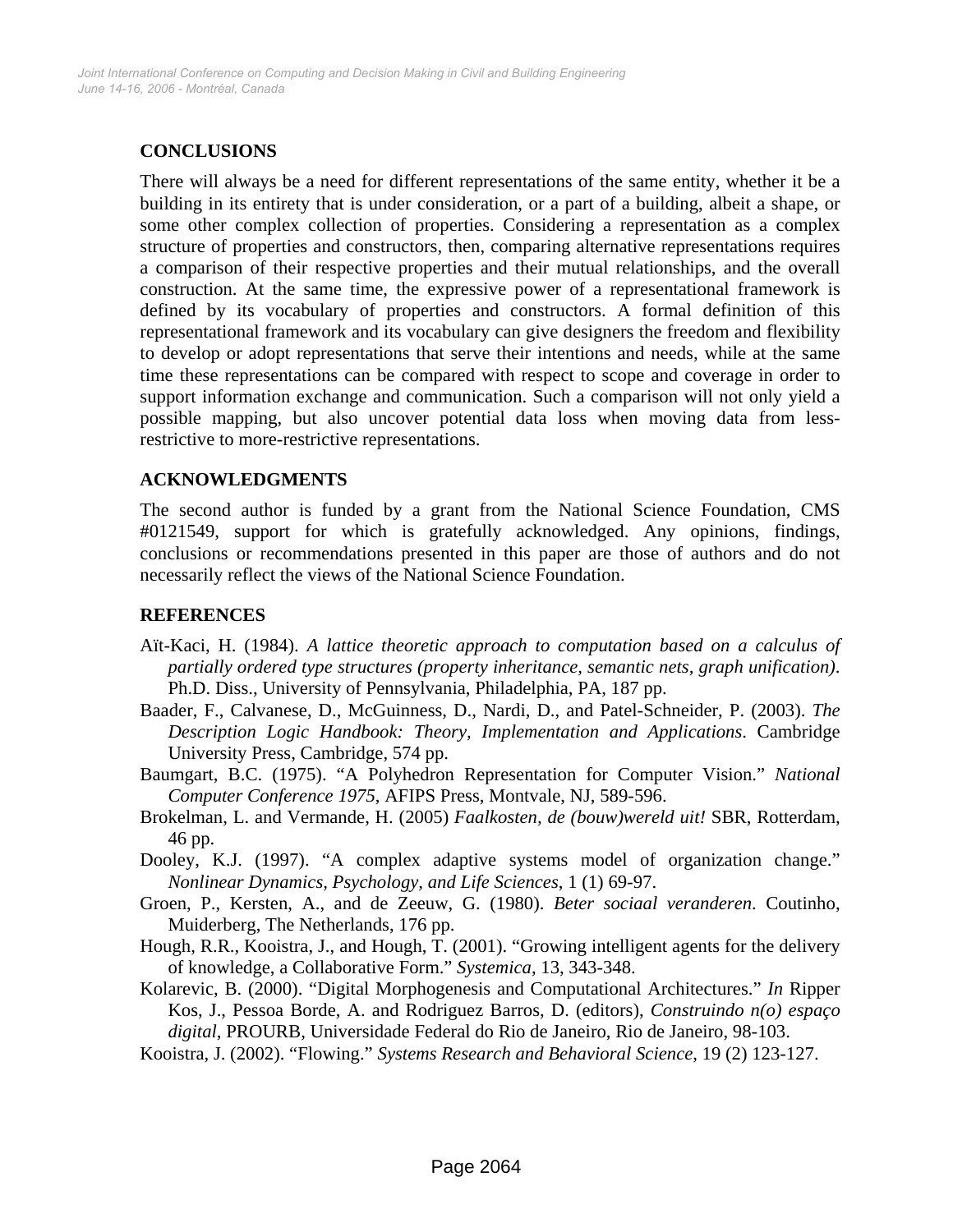## CONCLUSIONS

There will always be a need for different representations of the same entity, whether it be a building in its entirety that is under consideration, or a part of a building, albeit a shape, or some other complex collection of properties. Considering a representation as a complex structure of properties and constructors, then, comparing alternative representations requires a comparison of their respective properties and their mutual relationships, and the overall construction. At the same time, the expressive power of a representational framework is defined by its vocabulary of properties and constructors. A formal definition of this representational framework and its vocabulary can give designers the freedom and flexibility to develop or adopt representations that serve their intentions and needs, while at the same time these representations can be compared with respect to scope and coverage in order to support information exchange and communication. Such a comparison will not only yield a possible mapping, but also uncover potential data loss when moving data from less-restrictive to more-restrictive representations.

## ACKNOWLEDGMENTS

The second author is funded by a grant from the National Science Foundation, CMS #0121549, support for which is gratefully acknowledged. Any opinions, findings, conclusions or recommendations presented in this paper are those of authors and do not necessarily reflect the views of the National Science Foundation.

## REFERENCES

Aït-Kaci, H. (1984). *A lattice theoretic approach to computation based on a calculus of partially ordered type structures (property inheritance, semantic nets, graph unification)*. Ph.D. Diss., University of Pennsylvania, Philadelphia, PA, 187 pp.

Baader, F., Calvanese, D., McGuinness, D., Nardi, D., and Patel-Schneider, P. (2003). *The Description Logic Handbook: Theory, Implementation and Applications*. Cambridge University Press, Cambridge, 574 pp.

Baumgart, B.C. (1975). "A Polyhedron Representation for Computer Vision." *National Computer Conference 1975*, AFIPS Press, Montvale, NJ, 589-596.

Brokelman, L. and Vermande, H. (2005) *Faalkosten, de (bouw)wereld uit!* SBR, Rotterdam, 46 pp.

Dooley, K.J. (1997). "A complex adaptive systems model of organization change." *Nonlinear Dynamics, Psychology, and Life Sciences*, 1 (1) 69-97.

Groen, P., Kersten, A., and de Zeeuw, G. (1980). *Beter sociaal veranderen*. Coutinho, Muiderberg, The Netherlands, 176 pp.

Hough, R.R., Kooistra, J., and Hough, T. (2001). "Growing intelligent agents for the delivery of knowledge, a Collaborative Form." *Systemica*, 13, 343-348.

Kolarevic, B. (2000). "Digital Morphogenesis and Computational Architectures." *In* Ripper Kos, J., Pessoa Borde, A. and Rodriguez Barros, D. (editors), *Construindo n(o) espaço digital*, PROURB, Universidade Federal do Rio de Janeiro, Rio de Janeiro, 98-103.

Kooistra, J. (2002). "Flowing." *Systems Research and Behavioral Science*, 19 (2) 123-127.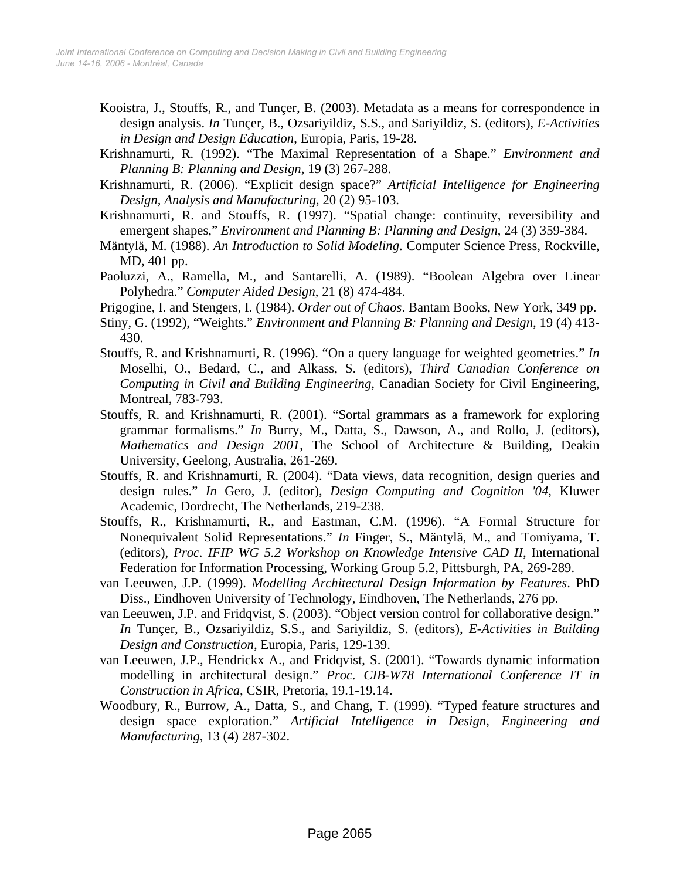Kooistra, J., Stouffs, R., and Tunçer, B. (2003). Metadata as a means for correspondence in design analysis. *In* Tunçer, B., Ozsariyildiz, S.S., and Sariyildiz, S. (editors), *E-Activities in Design and Design Education*, Europia, Paris, 19-28.

Krishnamurti, R. (1992). "The Maximal Representation of a Shape." *Environment and Planning B: Planning and Design*, 19 (3) 267-288.

Krishnamurti, R. (2006). "Explicit design space?" *Artificial Intelligence for Engineering Design, Analysis and Manufacturing*, 20 (2) 95-103.

Krishnamurti, R. and Stouffs, R. (1997). "Spatial change: continuity, reversibility and emergent shapes," *Environment and Planning B: Planning and Design*, 24 (3) 359-384.

Mäntylä, M. (1988). *An Introduction to Solid Modeling*. Computer Science Press, Rockville, MD, 401 pp.

Paoluzzi, A., Ramella, M., and Santarelli, A. (1989). "Boolean Algebra over Linear Polyhedra." *Computer Aided Design*, 21 (8) 474-484.

Prigogine, I. and Stengers, I. (1984). *Order out of Chaos*. Bantam Books, New York, 349 pp.

Stiny, G. (1992), "Weights." *Environment and Planning B: Planning and Design*, 19 (4) 413-430.

Stouffs, R. and Krishnamurti, R. (1996). "On a query language for weighted geometries." *In* Moselhi, O., Bedard, C., and Alkass, S. (editors), *Third Canadian Conference on Computing in Civil and Building Engineering*, Canadian Society for Civil Engineering, Montreal, 783-793.

Stouffs, R. and Krishnamurti, R. (2001). "Sortal grammars as a framework for exploring grammar formalisms." *In* Burry, M., Datta, S., Dawson, A., and Rollo, J. (editors), *Mathematics and Design 2001*, The School of Architecture & Building, Deakin University, Geelong, Australia, 261-269.

Stouffs, R. and Krishnamurti, R. (2004). "Data views, data recognition, design queries and design rules." *In* Gero, J. (editor), *Design Computing and Cognition '04*, Kluwer Academic, Dordrecht, The Netherlands, 219-238.

Stouffs, R., Krishnamurti, R., and Eastman, C.M. (1996). "A Formal Structure for Nonequivalent Solid Representations." *In* Finger, S., Mäntylä, M., and Tomiyama, T. (editors), *Proc. IFIP WG 5.2 Workshop on Knowledge Intensive CAD II*, International Federation for Information Processing, Working Group 5.2, Pittsburgh, PA, 269-289.

van Leeuwen, J.P. (1999). *Modelling Architectural Design Information by Features*. PhD Diss., Eindhoven University of Technology, Eindhoven, The Netherlands, 276 pp.

van Leeuwen, J.P. and Fridqvist, S. (2003). "Object version control for collaborative design." *In* Tunçer, B., Ozsariyildiz, S.S., and Sariyildiz, S. (editors), *E-Activities in Building Design and Construction*, Europia, Paris, 129-139.

van Leeuwen, J.P., Hendrickx A., and Fridqvist, S. (2001). "Towards dynamic information modelling in architectural design." *Proc. CIB-W78 International Conference IT in Construction in Africa*, CSIR, Pretoria, 19.1-19.14.

Woodbury, R., Burrow, A., Datta, S., and Chang, T. (1999). "Typed feature structures and design space exploration." *Artificial Intelligence in Design, Engineering and Manufacturing*, 13 (4) 287-302.